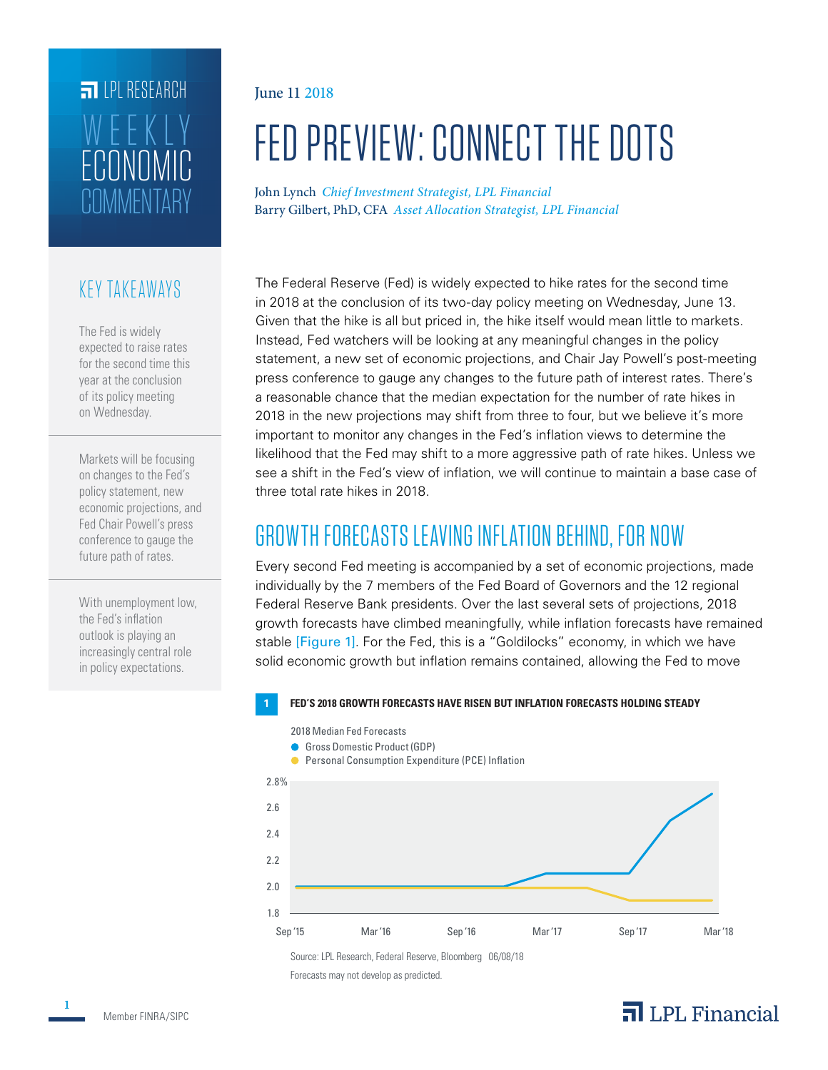LPL RESEARCH

WEEKLY ECONOMIC COMMENTARY

June 11 2018

# FED PREVIEW: CONNECT THE DOTS

John Lynch *Chief Investment Strategist, LPL Financial*
Barry Gilbert, PhD, CFA *Asset Allocation Strategist, LPL Financial*

## KEY TAKEAWAYS

The Fed is widely expected to raise rates for the second time this year at the conclusion of its policy meeting on Wednesday.

Markets will be focusing on changes to the Fed's policy statement, new economic projections, and Fed Chair Powell's press conference to gauge the future path of rates.

With unemployment low, the Fed's inflation outlook is playing an increasingly central role in policy expectations.

The Federal Reserve (Fed) is widely expected to hike rates for the second time in 2018 at the conclusion of its two-day policy meeting on Wednesday, June 13. Given that the hike is all but priced in, the hike itself would mean little to markets. Instead, Fed watchers will be looking at any meaningful changes in the policy statement, a new set of economic projections, and Chair Jay Powell's post-meeting press conference to gauge any changes to the future path of interest rates. There's a reasonable chance that the median expectation for the number of rate hikes in 2018 in the new projections may shift from three to four, but we believe it's more important to monitor any changes in the Fed's inflation views to determine the likelihood that the Fed may shift to a more aggressive path of rate hikes. Unless we see a shift in the Fed's view of inflation, we will continue to maintain a base case of three total rate hikes in 2018.

## GROWTH FORECASTS LEAVING INFLATION BEHIND, FOR NOW

Every second Fed meeting is accompanied by a set of economic projections, made individually by the 7 members of the Fed Board of Governors and the 12 regional Federal Reserve Bank presidents. Over the last several sets of projections, 2018 growth forecasts have climbed meaningfully, while inflation forecasts have remained stable [Figure 1]. For the Fed, this is a "Goldilocks" economy, in which we have solid economic growth but inflation remains contained, allowing the Fed to move

**1 FED'S 2018 GROWTH FORECASTS HAVE RISEN BUT INFLATION FORECASTS HOLDING STEADY**

2018 Median Fed Forecasts

- Gross Domestic Product (GDP)
- Personal Consumption Expenditure (PCE) Inflation

Source: LPL Research, Federal Reserve, Bloomberg 06/08/18

Forecasts may not develop as predicted.

Member FINRA/SIPC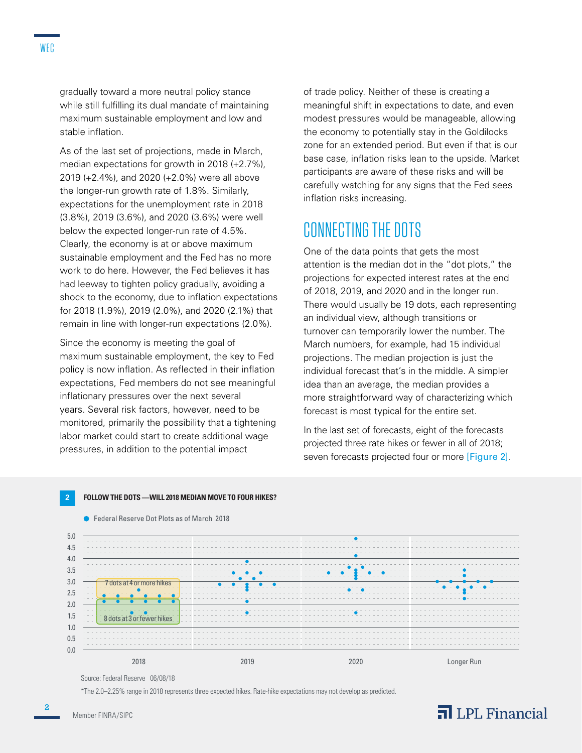gradually toward a more neutral policy stance while still fulfilling its dual mandate of maintaining maximum sustainable employment and low and stable inflation.

As of the last set of projections, made in March, median expectations for growth in 2018 (+2.7%), 2019 (+2.4%), and 2020 (+2.0%) were all above the longer-run growth rate of 1.8%. Similarly, expectations for the unemployment rate in 2018 (3.8%), 2019 (3.6%), and 2020 (3.6%) were well below the expected longer-run rate of 4.5%. Clearly, the economy is at or above maximum sustainable employment and the Fed has no more work to do here. However, the Fed believes it has had leeway to tighten policy gradually, avoiding a shock to the economy, due to inflation expectations for 2018 (1.9%), 2019 (2.0%), and 2020 (2.1%) that remain in line with longer-run expectations (2.0%).

Since the economy is meeting the goal of maximum sustainable employment, the key to Fed policy is now inflation. As reflected in their inflation expectations, Fed members do not see meaningful inflationary pressures over the next several years. Several risk factors, however, need to be monitored, primarily the possibility that a tightening labor market could start to create additional wage pressures, in addition to the potential impact of trade policy. Neither of these is creating a meaningful shift in expectations to date, and even modest pressures would be manageable, allowing the economy to potentially stay in the Goldilocks zone for an extended period. But even if that is our base case, inflation risks lean to the upside. Market participants are aware of these risks and will be carefully watching for any signs that the Fed sees inflation risks increasing.

## CONNECTING THE DOTS

One of the data points that gets the most attention is the median dot in the "dot plots," the projections for expected interest rates at the end of 2018, 2019, and 2020 and in the longer run. There would usually be 19 dots, each representing an individual view, although transitions or turnover can temporarily lower the number. The March numbers, for example, had 15 individual projections. The median projection is just the individual forecast that's in the middle. A simpler idea than an average, the median provides a more straightforward way of characterizing which forecast is most typical for the entire set.

In the last set of forecasts, eight of the forecasts projected three rate hikes or fewer in all of 2018; seven forecasts projected four or more [Figure 2].

**2 FOLLOW THE DOTS —WILL 2018 MEDIAN MOVE TO FOUR HIKES?**

Source: Federal Reserve 06/08/18

*The 2.0–2.25% range in 2018 represents three expected hikes. Rate-hike expectations may not develop as predicted.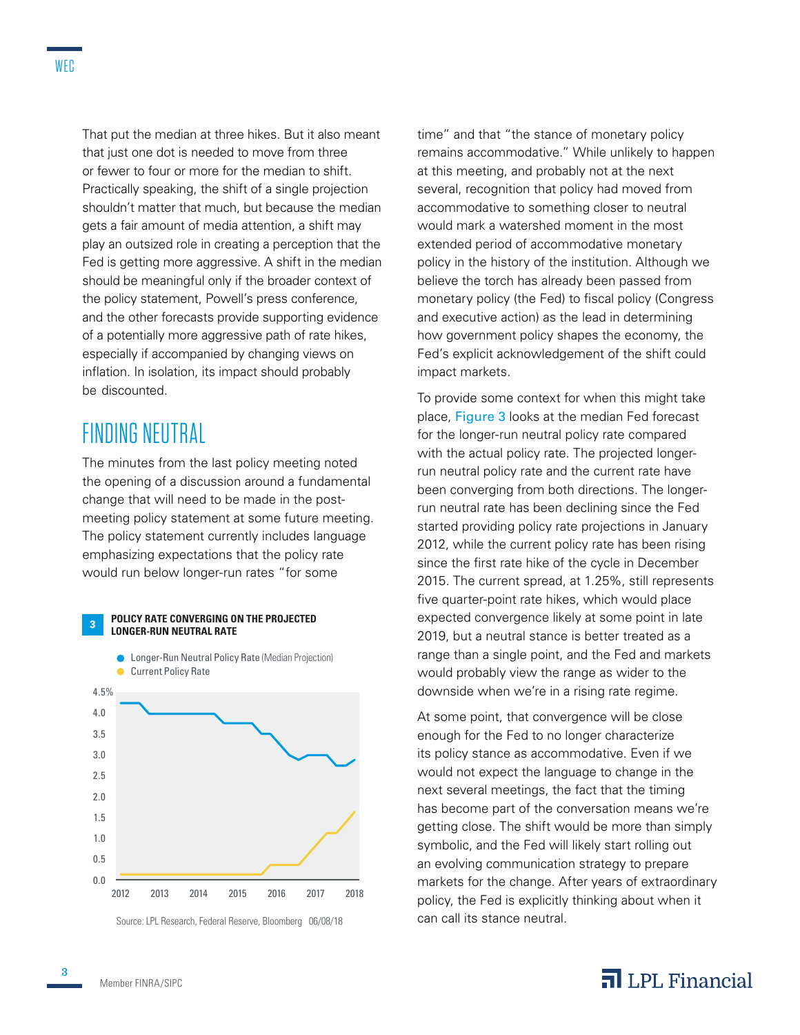That put the median at three hikes. But it also meant that just one dot is needed to move from three or fewer to four or more for the median to shift. Practically speaking, the shift of a single projection shouldn't matter that much, but because the median gets a fair amount of media attention, a shift may play an outsized role in creating a perception that the Fed is getting more aggressive. A shift in the median should be meaningful only if the broader context of the policy statement, Powell's press conference, and the other forecasts provide supporting evidence of a potentially more aggressive path of rate hikes, especially if accompanied by changing views on inflation. In isolation, its impact should probably be discounted.

## FINDING NEUTRAL

The minutes from the last policy meeting noted the opening of a discussion around a fundamental change that will need to be made in the post-meeting policy statement at some future meeting. The policy statement currently includes language emphasizing expectations that the policy rate would run below longer-run rates "for some time" and that "the stance of monetary policy remains accommodative." While unlikely to happen at this meeting, and probably not at the next several, recognition that policy had moved from accommodative to something closer to neutral would mark a watershed moment in the most extended period of accommodative monetary policy in the history of the institution. Although we believe the torch has already been passed from monetary policy (the Fed) to fiscal policy (Congress and executive action) as the lead in determining how government policy shapes the economy, the Fed's explicit acknowledgement of the shift could impact markets.

**3 POLICY RATE CONVERGING ON THE PROJECTED LONGER-RUN NEUTRAL RATE**

- Longer-Run Neutral Policy Rate (Median Projection)
- Current Policy Rate

Source: LPL Research, Federal Reserve, Bloomberg 06/08/18

To provide some context for when this might take place, Figure 3 looks at the median Fed forecast for the longer-run neutral policy rate compared with the actual policy rate. The projected longer-run neutral policy rate and the current rate have been converging from both directions. The longer-run neutral rate has been declining since the Fed started providing policy rate projections in January 2012, while the current policy rate has been rising since the first rate hike of the cycle in December 2015. The current spread, at 1.25%, still represents five quarter-point rate hikes, which would place expected convergence likely at some point in late 2019, but a neutral stance is better treated as a range than a single point, and the Fed and markets would probably view the range as wider to the downside when we're in a rising rate regime.

At some point, that convergence will be close enough for the Fed to no longer characterize its policy stance as accommodative. Even if we would not expect the language to change in the next several meetings, the fact that the timing has become part of the conversation means we're getting close. The shift would be more than simply symbolic, and the Fed will likely start rolling out an evolving communication strategy to prepare markets for the change. After years of extraordinary policy, the Fed is explicitly thinking about when it can call its stance neutral.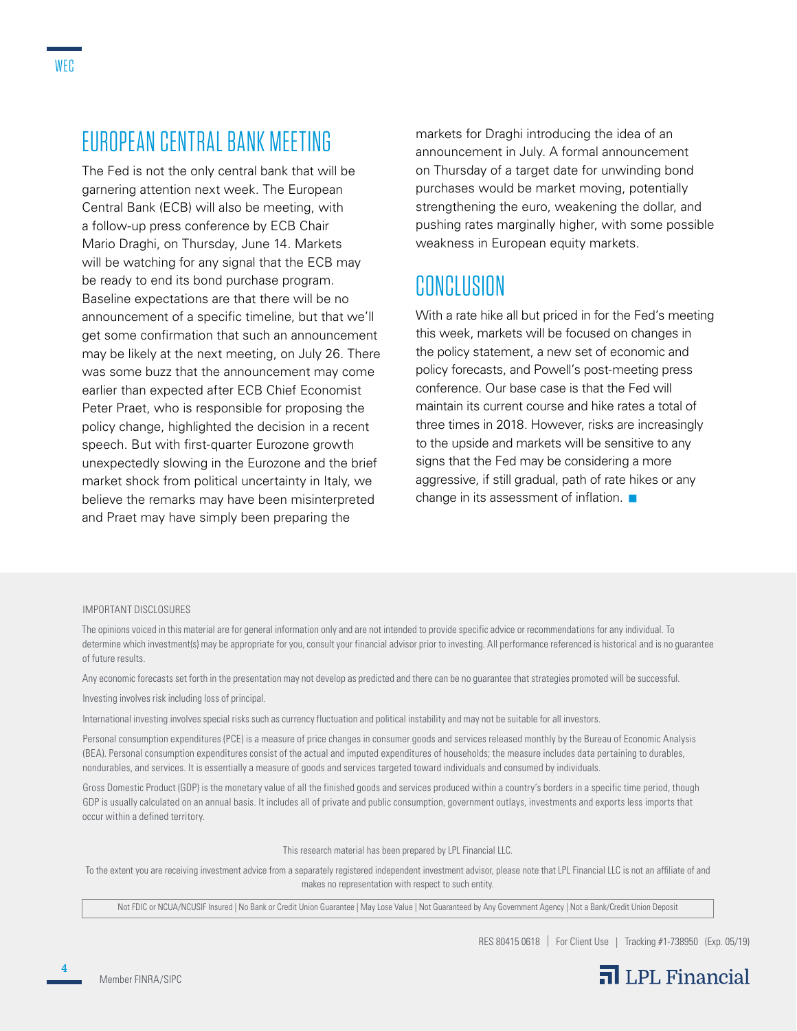## EUROPEAN CENTRAL BANK MEETING

The Fed is not the only central bank that will be garnering attention next week. The European Central Bank (ECB) will also be meeting, with a follow-up press conference by ECB Chair Mario Draghi, on Thursday, June 14. Markets will be watching for any signal that the ECB may be ready to end its bond purchase program. Baseline expectations are that there will be no announcement of a specific timeline, but that we'll get some confirmation that such an announcement may be likely at the next meeting, on July 26. There was some buzz that the announcement may come earlier than expected after ECB Chief Economist Peter Praet, who is responsible for proposing the policy change, highlighted the decision in a recent speech. But with first-quarter Eurozone growth unexpectedly slowing in the Eurozone and the brief market shock from political uncertainty in Italy, we believe the remarks may have been misinterpreted and Praet may have simply been preparing the markets for Draghi introducing the idea of an announcement in July. A formal announcement on Thursday of a target date for unwinding bond purchases would be market moving, potentially strengthening the euro, weakening the dollar, and pushing rates marginally higher, with some possible weakness in European equity markets.

## CONCLUSION

With a rate hike all but priced in for the Fed's meeting this week, markets will be focused on changes in the policy statement, a new set of economic and policy forecasts, and Powell's post-meeting press conference. Our base case is that the Fed will maintain its current course and hike rates a total of three times in 2018. However, risks are increasingly to the upside and markets will be sensitive to any signs that the Fed may be considering a more aggressive, if still gradual, path of rate hikes or any change in its assessment of inflation. ■

IMPORTANT DISCLOSURES

The opinions voiced in this material are for general information only and are not intended to provide specific advice or recommendations for any individual. To determine which investment(s) may be appropriate for you, consult your financial advisor prior to investing. All performance referenced is historical and is no guarantee of future results.

Any economic forecasts set forth in the presentation may not develop as predicted and there can be no guarantee that strategies promoted will be successful.

Investing involves risk including loss of principal.

International investing involves special risks such as currency fluctuation and political instability and may not be suitable for all investors.

Personal consumption expenditures (PCE) is a measure of price changes in consumer goods and services released monthly by the Bureau of Economic Analysis (BEA). Personal consumption expenditures consist of the actual and imputed expenditures of households; the measure includes data pertaining to durables, nondurables, and services. It is essentially a measure of goods and services targeted toward individuals and consumed by individuals.

Gross Domestic Product (GDP) is the monetary value of all the finished goods and services produced within a country's borders in a specific time period, though GDP is usually calculated on an annual basis. It includes all of private and public consumption, government outlays, investments and exports less imports that occur within a defined territory.

This research material has been prepared by LPL Financial LLC.

To the extent you are receiving investment advice from a separately registered independent investment advisor, please note that LPL Financial LLC is not an affiliate of and makes no representation with respect to such entity.

Not FDIC or NCUA/NCUSIF Insured | No Bank or Credit Union Guarantee | May Lose Value | Not Guaranteed by Any Government Agency | Not a Bank/Credit Union Deposit

RES 80415 0618 | For Client Use | Tracking #1-738950 (Exp. 05/19)

Member FINRA/SIPC

LPL Financial